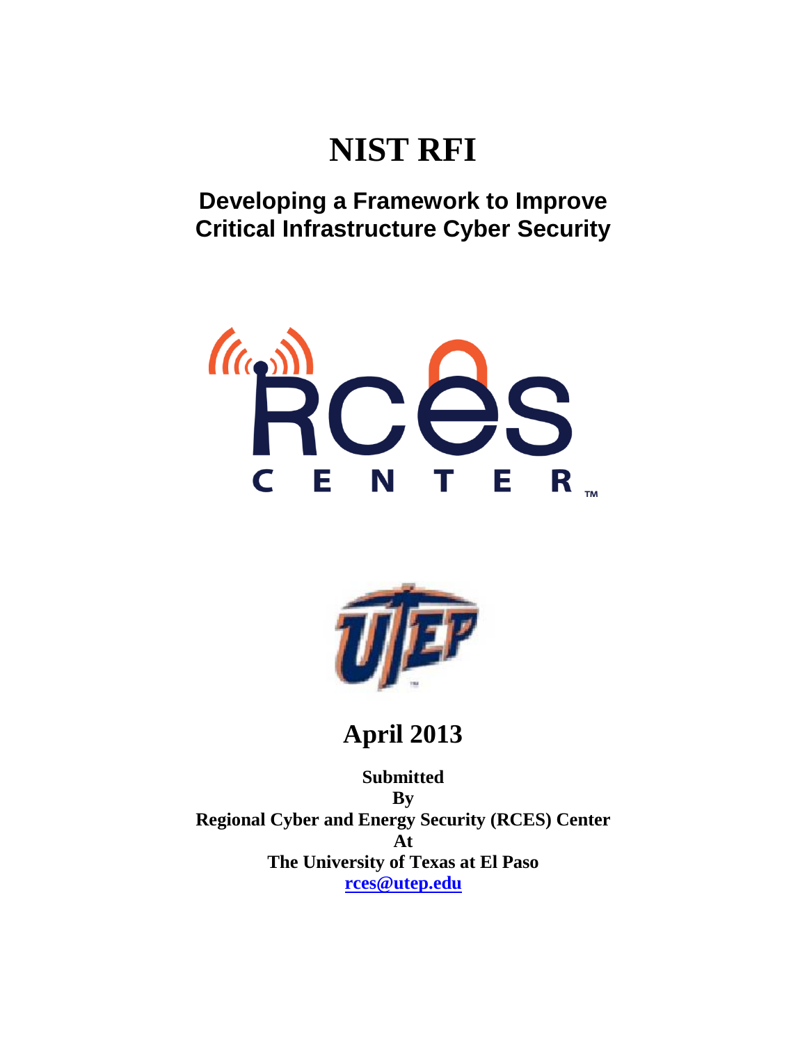# NIST RFI

## Developing a Framework to Improve Critical Infrastructure Cyber Security

RCES CENTER™

UTEP

**April 2013**

**Submitted**
**By**
**Regional Cyber and Energy Security (RCES) Center**
**At**
**The University of Texas at El Paso**
**rces@utep.edu**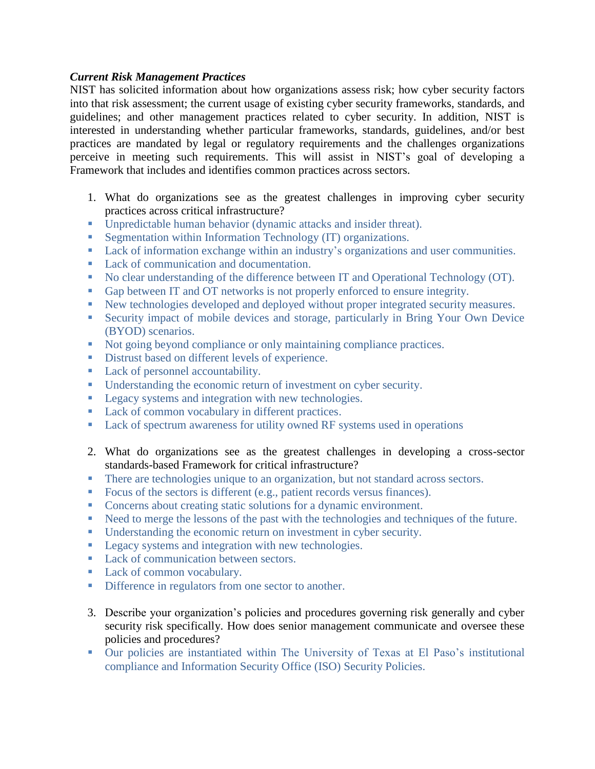***Current Risk Management Practices***

NIST has solicited information about how organizations assess risk; how cyber security factors into that risk assessment; the current usage of existing cyber security frameworks, standards, and guidelines; and other management practices related to cyber security. In addition, NIST is interested in understanding whether particular frameworks, standards, guidelines, and/or best practices are mandated by legal or regulatory requirements and the challenges organizations perceive in meeting such requirements. This will assist in NIST's goal of developing a Framework that includes and identifies common practices across sectors.

1. What do organizations see as the greatest challenges in improving cyber security practices across critical infrastructure?

- Unpredictable human behavior (dynamic attacks and insider threat).
- Segmentation within Information Technology (IT) organizations.
- Lack of information exchange within an industry's organizations and user communities.
- Lack of communication and documentation.
- No clear understanding of the difference between IT and Operational Technology (OT).
- Gap between IT and OT networks is not properly enforced to ensure integrity.
- New technologies developed and deployed without proper integrated security measures.
- Security impact of mobile devices and storage, particularly in Bring Your Own Device (BYOD) scenarios.
- Not going beyond compliance or only maintaining compliance practices.
- Distrust based on different levels of experience.
- Lack of personnel accountability.
- Understanding the economic return of investment on cyber security.
- Legacy systems and integration with new technologies.
- Lack of common vocabulary in different practices.
- Lack of spectrum awareness for utility owned RF systems used in operations

2. What do organizations see as the greatest challenges in developing a cross-sector standards-based Framework for critical infrastructure?

- There are technologies unique to an organization, but not standard across sectors.
- Focus of the sectors is different (e.g., patient records versus finances).
- Concerns about creating static solutions for a dynamic environment.
- Need to merge the lessons of the past with the technologies and techniques of the future.
- Understanding the economic return on investment in cyber security.
- Legacy systems and integration with new technologies.
- Lack of communication between sectors.
- Lack of common vocabulary.
- Difference in regulators from one sector to another.

3. Describe your organization's policies and procedures governing risk generally and cyber security risk specifically. How does senior management communicate and oversee these policies and procedures?

- Our policies are instantiated within The University of Texas at El Paso's institutional compliance and Information Security Office (ISO) Security Policies.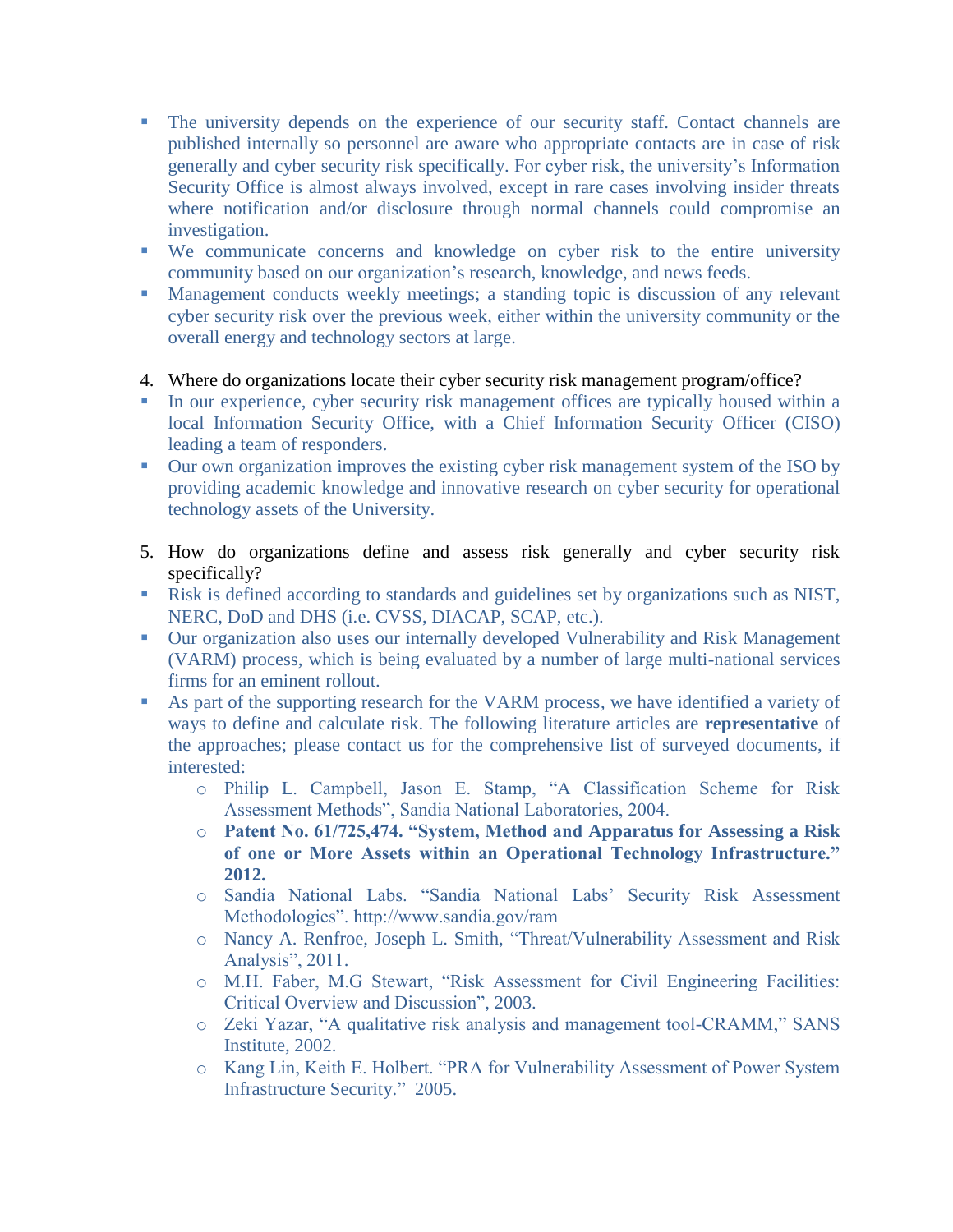- The university depends on the experience of our security staff. Contact channels are published internally so personnel are aware who appropriate contacts are in case of risk generally and cyber security risk specifically. For cyber risk, the university's Information Security Office is almost always involved, except in rare cases involving insider threats where notification and/or disclosure through normal channels could compromise an investigation.
- We communicate concerns and knowledge on cyber risk to the entire university community based on our organization's research, knowledge, and news feeds.
- Management conducts weekly meetings; a standing topic is discussion of any relevant cyber security risk over the previous week, either within the university community or the overall energy and technology sectors at large.

4. Where do organizations locate their cyber security risk management program/office?

- In our experience, cyber security risk management offices are typically housed within a local Information Security Office, with a Chief Information Security Officer (CISO) leading a team of responders.
- Our own organization improves the existing cyber risk management system of the ISO by providing academic knowledge and innovative research on cyber security for operational technology assets of the University.

5. How do organizations define and assess risk generally and cyber security risk specifically?

- Risk is defined according to standards and guidelines set by organizations such as NIST, NERC, DoD and DHS (i.e. CVSS, DIACAP, SCAP, etc.).
- Our organization also uses our internally developed Vulnerability and Risk Management (VARM) process, which is being evaluated by a number of large multi-national services firms for an eminent rollout.
- As part of the supporting research for the VARM process, we have identified a variety of ways to define and calculate risk. The following literature articles are **representative** of the approaches; please contact us for the comprehensive list of surveyed documents, if interested:
  - Philip L. Campbell, Jason E. Stamp, "A Classification Scheme for Risk Assessment Methods", Sandia National Laboratories, 2004.
  - **Patent No. 61/725,474. "System, Method and Apparatus for Assessing a Risk of one or More Assets within an Operational Technology Infrastructure." 2012.**
  - Sandia National Labs. "Sandia National Labs' Security Risk Assessment Methodologies". http://www.sandia.gov/ram
  - Nancy A. Renfroe, Joseph L. Smith, "Threat/Vulnerability Assessment and Risk Analysis", 2011.
  - M.H. Faber, M.G Stewart, "Risk Assessment for Civil Engineering Facilities: Critical Overview and Discussion", 2003.
  - Zeki Yazar, "A qualitative risk analysis and management tool-CRAMM," SANS Institute, 2002.
  - Kang Lin, Keith E. Holbert. "PRA for Vulnerability Assessment of Power System Infrastructure Security." 2005.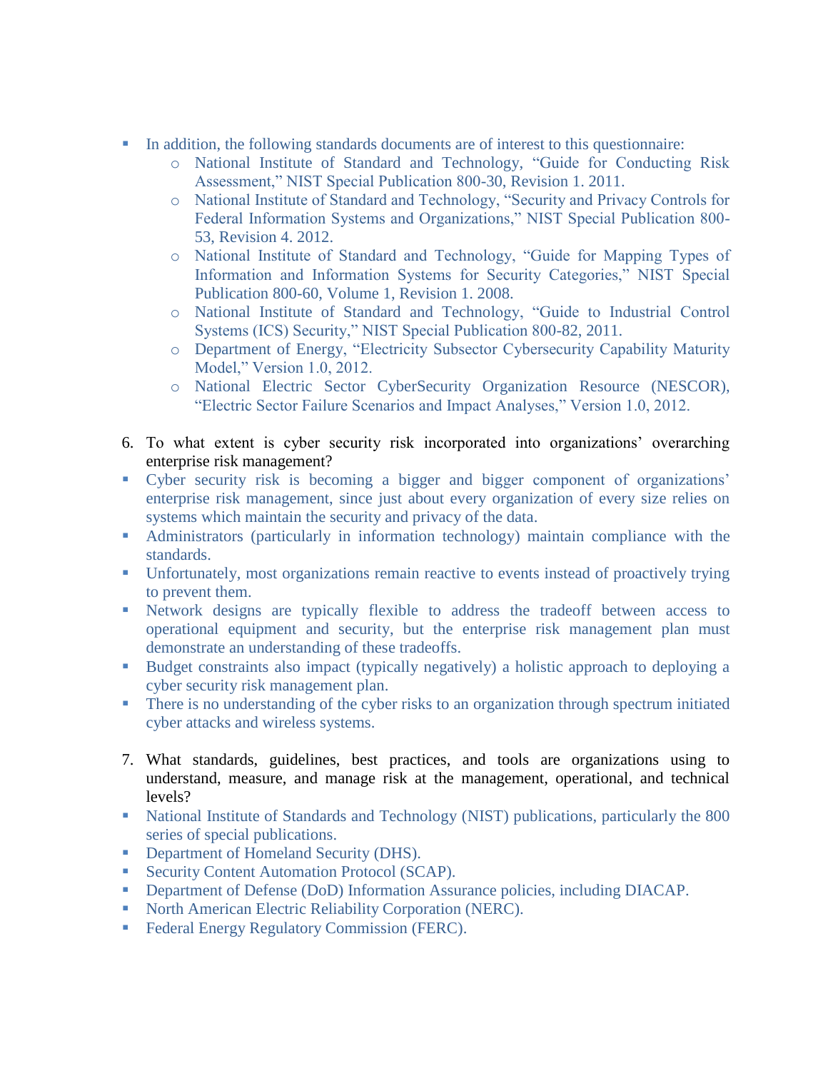- In addition, the following standards documents are of interest to this questionnaire:
  - National Institute of Standard and Technology, "Guide for Conducting Risk Assessment," NIST Special Publication 800-30, Revision 1. 2011.
  - National Institute of Standard and Technology, "Security and Privacy Controls for Federal Information Systems and Organizations," NIST Special Publication 800-53, Revision 4. 2012.
  - National Institute of Standard and Technology, "Guide for Mapping Types of Information and Information Systems for Security Categories," NIST Special Publication 800-60, Volume 1, Revision 1. 2008.
  - National Institute of Standard and Technology, "Guide to Industrial Control Systems (ICS) Security," NIST Special Publication 800-82, 2011.
  - Department of Energy, "Electricity Subsector Cybersecurity Capability Maturity Model," Version 1.0, 2012.
  - National Electric Sector CyberSecurity Organization Resource (NESCOR), "Electric Sector Failure Scenarios and Impact Analyses," Version 1.0, 2012.

6. To what extent is cyber security risk incorporated into organizations' overarching enterprise risk management?

- Cyber security risk is becoming a bigger and bigger component of organizations' enterprise risk management, since just about every organization of every size relies on systems which maintain the security and privacy of the data.
- Administrators (particularly in information technology) maintain compliance with the standards.
- Unfortunately, most organizations remain reactive to events instead of proactively trying to prevent them.
- Network designs are typically flexible to address the tradeoff between access to operational equipment and security, but the enterprise risk management plan must demonstrate an understanding of these tradeoffs.
- Budget constraints also impact (typically negatively) a holistic approach to deploying a cyber security risk management plan.
- There is no understanding of the cyber risks to an organization through spectrum initiated cyber attacks and wireless systems.

7. What standards, guidelines, best practices, and tools are organizations using to understand, measure, and manage risk at the management, operational, and technical levels?

- National Institute of Standards and Technology (NIST) publications, particularly the 800 series of special publications.
- Department of Homeland Security (DHS).
- Security Content Automation Protocol (SCAP).
- Department of Defense (DoD) Information Assurance policies, including DIACAP.
- North American Electric Reliability Corporation (NERC).
- Federal Energy Regulatory Commission (FERC).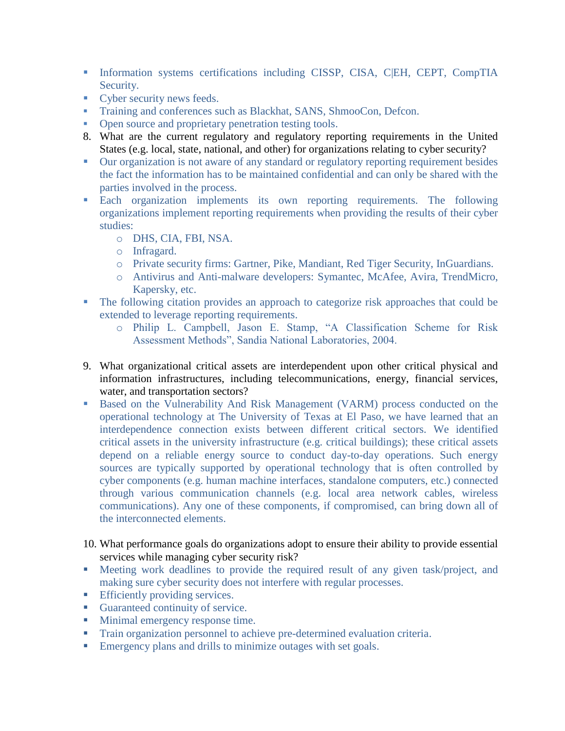- Information systems certifications including CISSP, CISA, C|EH, CEPT, CompTIA Security.
- Cyber security news feeds.
- Training and conferences such as Blackhat, SANS, ShmooCon, Defcon.
- Open source and proprietary penetration testing tools.

8. What are the current regulatory and regulatory reporting requirements in the United States (e.g. local, state, national, and other) for organizations relating to cyber security?

- Our organization is not aware of any standard or regulatory reporting requirement besides the fact the information has to be maintained confidential and can only be shared with the parties involved in the process.
- Each organization implements its own reporting requirements. The following organizations implement reporting requirements when providing the results of their cyber studies:
    - DHS, CIA, FBI, NSA.
    - Infragard.
    - Private security firms: Gartner, Pike, Mandiant, Red Tiger Security, InGuardians.
    - Antivirus and Anti-malware developers: Symantec, McAfee, Avira, TrendMicro, Kapersky, etc.
- The following citation provides an approach to categorize risk approaches that could be extended to leverage reporting requirements.
    - Philip L. Campbell, Jason E. Stamp, "A Classification Scheme for Risk Assessment Methods", Sandia National Laboratories, 2004.

9. What organizational critical assets are interdependent upon other critical physical and information infrastructures, including telecommunications, energy, financial services, water, and transportation sectors?

- Based on the Vulnerability And Risk Management (VARM) process conducted on the operational technology at The University of Texas at El Paso, we have learned that an interdependence connection exists between different critical sectors. We identified critical assets in the university infrastructure (e.g. critical buildings); these critical assets depend on a reliable energy source to conduct day-to-day operations. Such energy sources are typically supported by operational technology that is often controlled by cyber components (e.g. human machine interfaces, standalone computers, etc.) connected through various communication channels (e.g. local area network cables, wireless communications). Any one of these components, if compromised, can bring down all of the interconnected elements.

10. What performance goals do organizations adopt to ensure their ability to provide essential services while managing cyber security risk?

- Meeting work deadlines to provide the required result of any given task/project, and making sure cyber security does not interfere with regular processes.
- Efficiently providing services.
- Guaranteed continuity of service.
- Minimal emergency response time.
- Train organization personnel to achieve pre-determined evaluation criteria.
- Emergency plans and drills to minimize outages with set goals.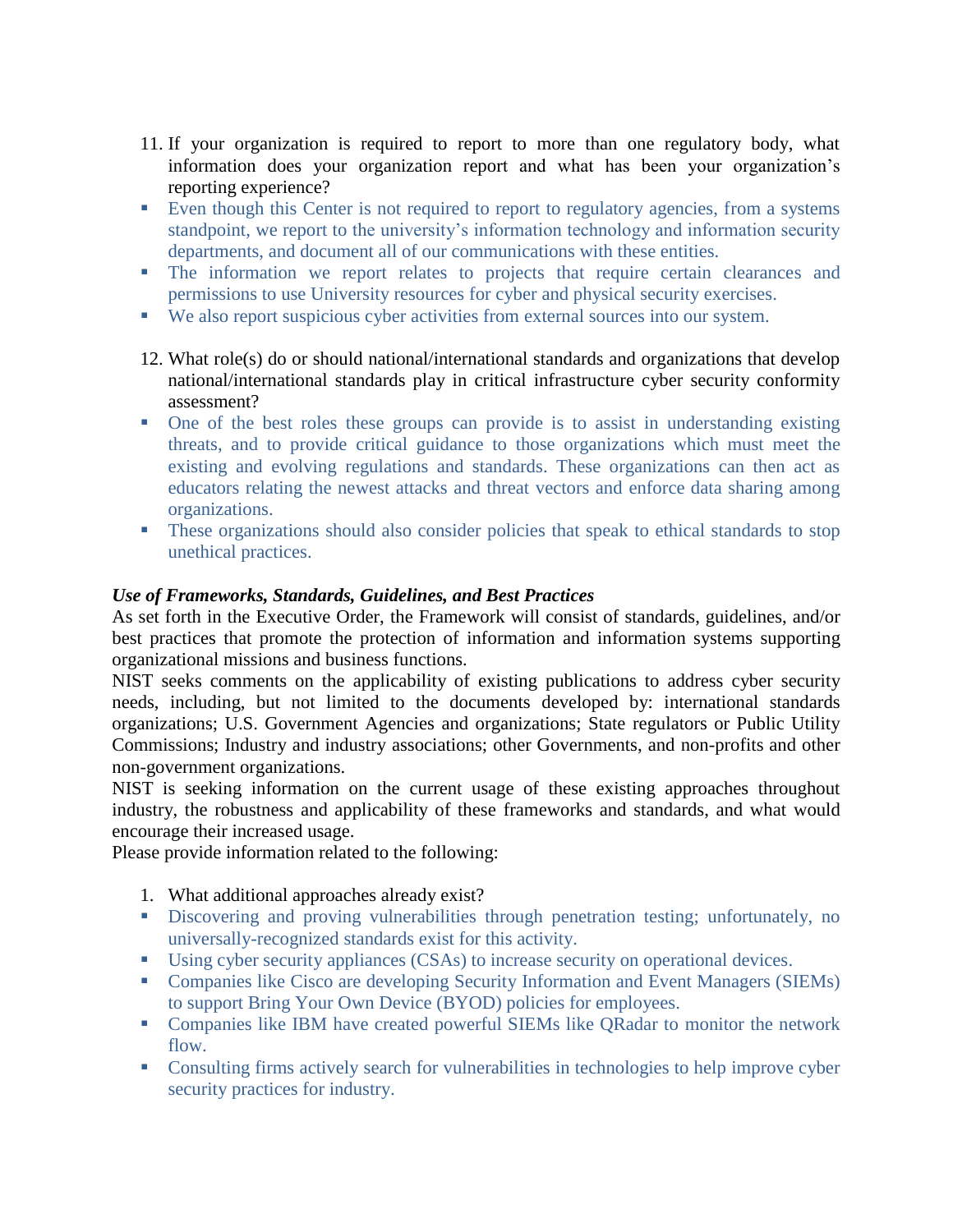11. If your organization is required to report to more than one regulatory body, what information does your organization report and what has been your organization's reporting experience?

- Even though this Center is not required to report to regulatory agencies, from a systems standpoint, we report to the university's information technology and information security departments, and document all of our communications with these entities.
- The information we report relates to projects that require certain clearances and permissions to use University resources for cyber and physical security exercises.
- We also report suspicious cyber activities from external sources into our system.

12. What role(s) do or should national/international standards and organizations that develop national/international standards play in critical infrastructure cyber security conformity assessment?

- One of the best roles these groups can provide is to assist in understanding existing threats, and to provide critical guidance to those organizations which must meet the existing and evolving regulations and standards. These organizations can then act as educators relating the newest attacks and threat vectors and enforce data sharing among organizations.
- These organizations should also consider policies that speak to ethical standards to stop unethical practices.

***Use of Frameworks, Standards, Guidelines, and Best Practices***

As set forth in the Executive Order, the Framework will consist of standards, guidelines, and/or best practices that promote the protection of information and information systems supporting organizational missions and business functions.

NIST seeks comments on the applicability of existing publications to address cyber security needs, including, but not limited to the documents developed by: international standards organizations; U.S. Government Agencies and organizations; State regulators or Public Utility Commissions; Industry and industry associations; other Governments, and non-profits and other non-government organizations.

NIST is seeking information on the current usage of these existing approaches throughout industry, the robustness and applicability of these frameworks and standards, and what would encourage their increased usage.

Please provide information related to the following:

1. What additional approaches already exist?

- Discovering and proving vulnerabilities through penetration testing; unfortunately, no universally-recognized standards exist for this activity.
- Using cyber security appliances (CSAs) to increase security on operational devices.
- Companies like Cisco are developing Security Information and Event Managers (SIEMs) to support Bring Your Own Device (BYOD) policies for employees.
- Companies like IBM have created powerful SIEMs like QRadar to monitor the network flow.
- Consulting firms actively search for vulnerabilities in technologies to help improve cyber security practices for industry.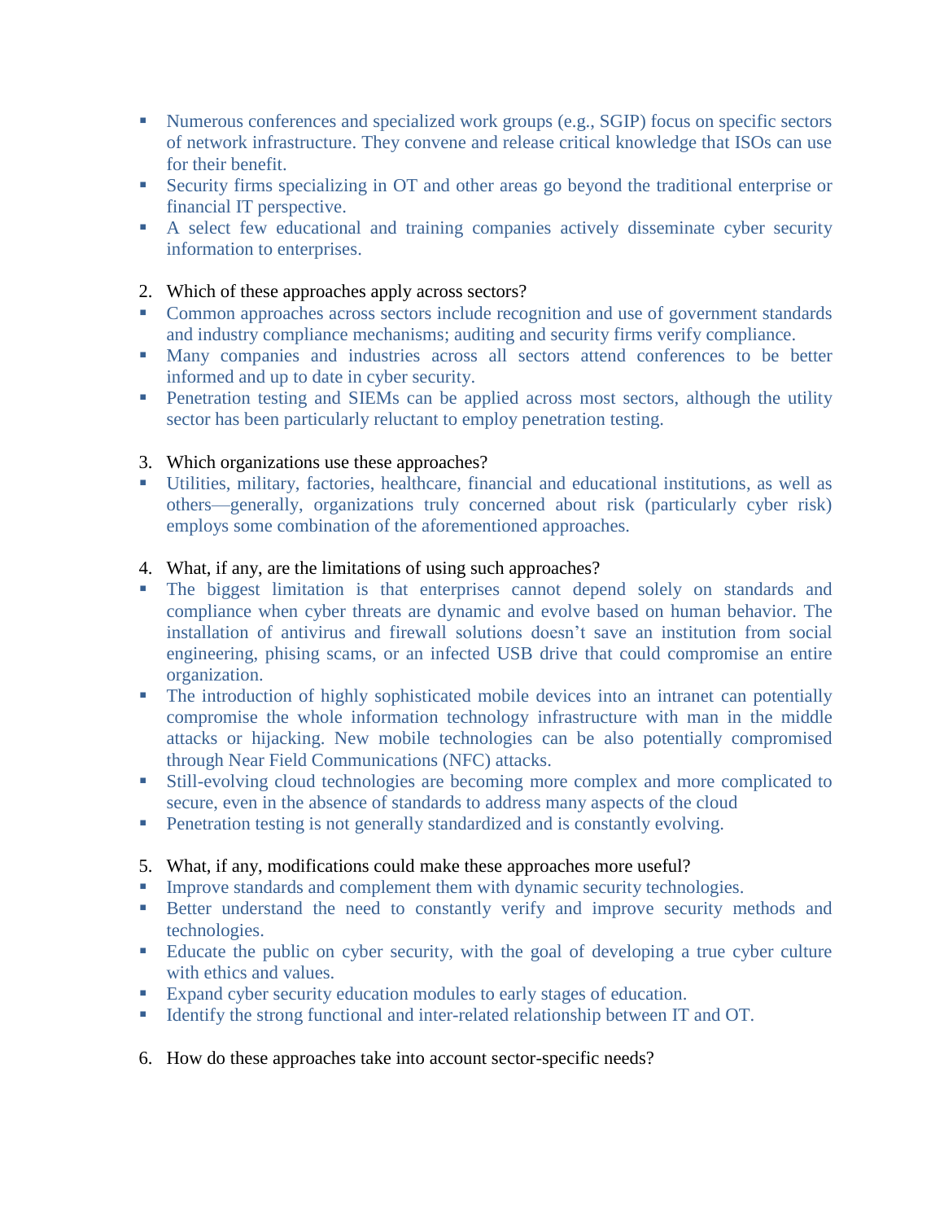- Numerous conferences and specialized work groups (e.g., SGIP) focus on specific sectors of network infrastructure. They convene and release critical knowledge that ISOs can use for their benefit.
- Security firms specializing in OT and other areas go beyond the traditional enterprise or financial IT perspective.
- A select few educational and training companies actively disseminate cyber security information to enterprises.

2. Which of these approaches apply across sectors?

- Common approaches across sectors include recognition and use of government standards and industry compliance mechanisms; auditing and security firms verify compliance.
- Many companies and industries across all sectors attend conferences to be better informed and up to date in cyber security.
- Penetration testing and SIEMs can be applied across most sectors, although the utility sector has been particularly reluctant to employ penetration testing.

3. Which organizations use these approaches?

- Utilities, military, factories, healthcare, financial and educational institutions, as well as others—generally, organizations truly concerned about risk (particularly cyber risk) employs some combination of the aforementioned approaches.

4. What, if any, are the limitations of using such approaches?

- The biggest limitation is that enterprises cannot depend solely on standards and compliance when cyber threats are dynamic and evolve based on human behavior. The installation of antivirus and firewall solutions doesn't save an institution from social engineering, phising scams, or an infected USB drive that could compromise an entire organization.
- The introduction of highly sophisticated mobile devices into an intranet can potentially compromise the whole information technology infrastructure with man in the middle attacks or hijacking. New mobile technologies can be also potentially compromised through Near Field Communications (NFC) attacks.
- Still-evolving cloud technologies are becoming more complex and more complicated to secure, even in the absence of standards to address many aspects of the cloud
- Penetration testing is not generally standardized and is constantly evolving.

5. What, if any, modifications could make these approaches more useful?

- Improve standards and complement them with dynamic security technologies.
- Better understand the need to constantly verify and improve security methods and technologies.
- Educate the public on cyber security, with the goal of developing a true cyber culture with ethics and values.
- Expand cyber security education modules to early stages of education.
- Identify the strong functional and inter-related relationship between IT and OT.

6. How do these approaches take into account sector-specific needs?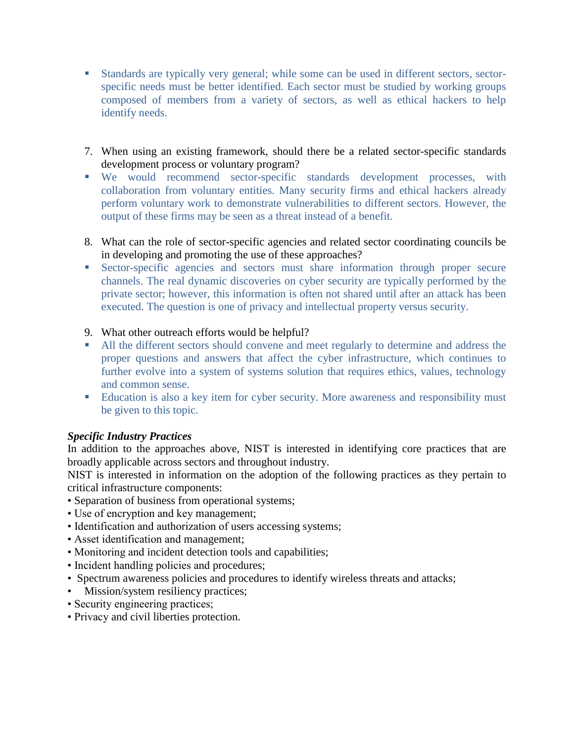- Standards are typically very general; while some can be used in different sectors, sector-specific needs must be better identified. Each sector must be studied by working groups composed of members from a variety of sectors, as well as ethical hackers to help identify needs.

7. When using an existing framework, should there be a related sector-specific standards development process or voluntary program?
   - We would recommend sector-specific standards development processes, with collaboration from voluntary entities. Many security firms and ethical hackers already perform voluntary work to demonstrate vulnerabilities to different sectors. However, the output of these firms may be seen as a threat instead of a benefit.

8. What can the role of sector-specific agencies and related sector coordinating councils be in developing and promoting the use of these approaches?
   - Sector-specific agencies and sectors must share information through proper secure channels. The real dynamic discoveries on cyber security are typically performed by the private sector; however, this information is often not shared until after an attack has been executed. The question is one of privacy and intellectual property versus security.

9. What other outreach efforts would be helpful?
   - All the different sectors should convene and meet regularly to determine and address the proper questions and answers that affect the cyber infrastructure, which continues to further evolve into a system of systems solution that requires ethics, values, technology and common sense.
   - Education is also a key item for cyber security. More awareness and responsibility must be given to this topic.

***Specific Industry Practices***

In addition to the approaches above, NIST is interested in identifying core practices that are broadly applicable across sectors and throughout industry.

NIST is interested in information on the adoption of the following practices as they pertain to critical infrastructure components:

- Separation of business from operational systems;
- Use of encryption and key management;
- Identification and authorization of users accessing systems;
- Asset identification and management;
- Monitoring and incident detection tools and capabilities;
- Incident handling policies and procedures;
- Spectrum awareness policies and procedures to identify wireless threats and attacks;
- Mission/system resiliency practices;
- Security engineering practices;
- Privacy and civil liberties protection.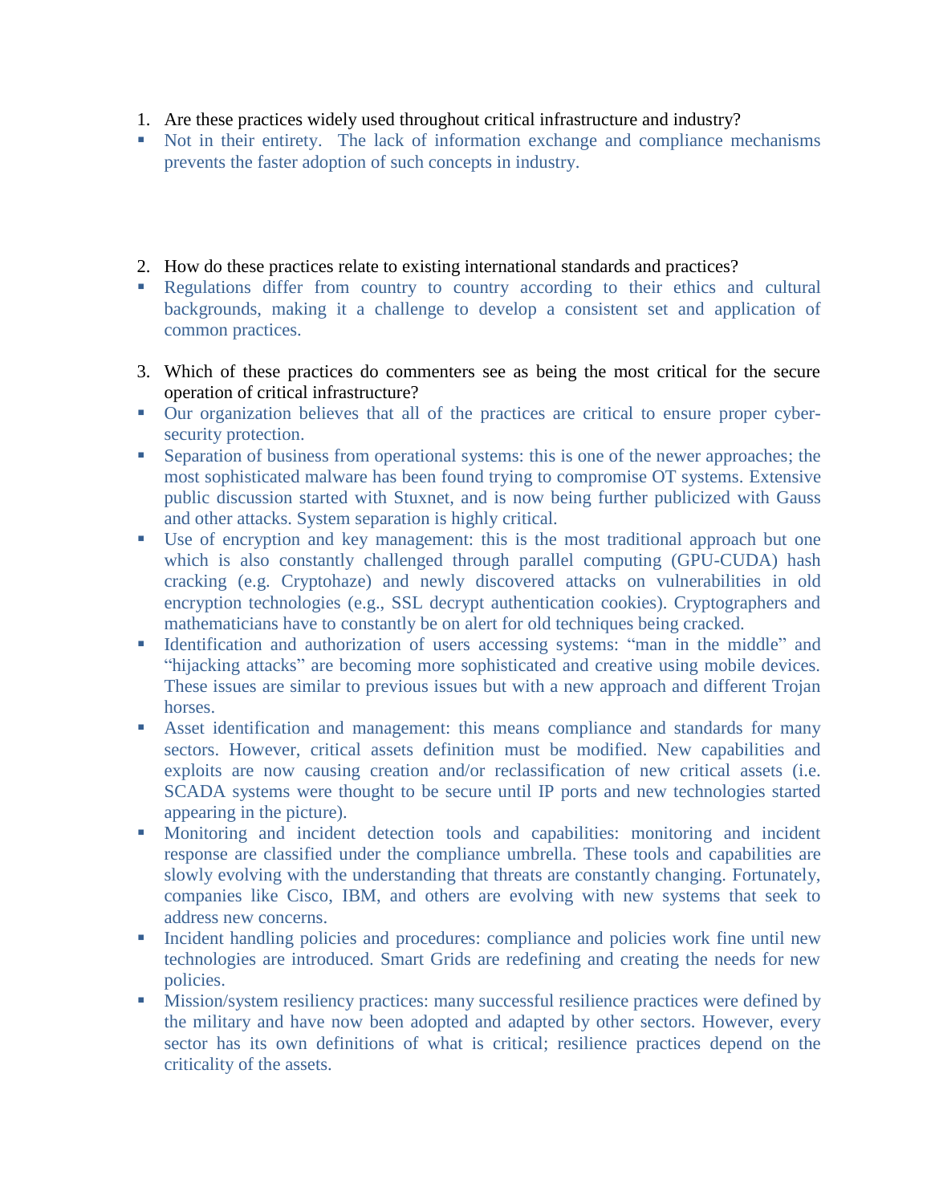1. Are these practices widely used throughout critical infrastructure and industry?

- Not in their entirety. The lack of information exchange and compliance mechanisms prevents the faster adoption of such concepts in industry.

2. How do these practices relate to existing international standards and practices?

- Regulations differ from country to country according to their ethics and cultural backgrounds, making it a challenge to develop a consistent set and application of common practices.

3. Which of these practices do commenters see as being the most critical for the secure operation of critical infrastructure?

- Our organization believes that all of the practices are critical to ensure proper cyber-security protection.
- Separation of business from operational systems: this is one of the newer approaches; the most sophisticated malware has been found trying to compromise OT systems. Extensive public discussion started with Stuxnet, and is now being further publicized with Gauss and other attacks. System separation is highly critical.
- Use of encryption and key management: this is the most traditional approach but one which is also constantly challenged through parallel computing (GPU-CUDA) hash cracking (e.g. Cryptohaze) and newly discovered attacks on vulnerabilities in old encryption technologies (e.g., SSL decrypt authentication cookies). Cryptographers and mathematicians have to constantly be on alert for old techniques being cracked.
- Identification and authorization of users accessing systems: "man in the middle" and "hijacking attacks" are becoming more sophisticated and creative using mobile devices. These issues are similar to previous issues but with a new approach and different Trojan horses.
- Asset identification and management: this means compliance and standards for many sectors. However, critical assets definition must be modified. New capabilities and exploits are now causing creation and/or reclassification of new critical assets (i.e. SCADA systems were thought to be secure until IP ports and new technologies started appearing in the picture).
- Monitoring and incident detection tools and capabilities: monitoring and incident response are classified under the compliance umbrella. These tools and capabilities are slowly evolving with the understanding that threats are constantly changing. Fortunately, companies like Cisco, IBM, and others are evolving with new systems that seek to address new concerns.
- Incident handling policies and procedures: compliance and policies work fine until new technologies are introduced. Smart Grids are redefining and creating the needs for new policies.
- Mission/system resiliency practices: many successful resilience practices were defined by the military and have now been adopted and adapted by other sectors. However, every sector has its own definitions of what is critical; resilience practices depend on the criticality of the assets.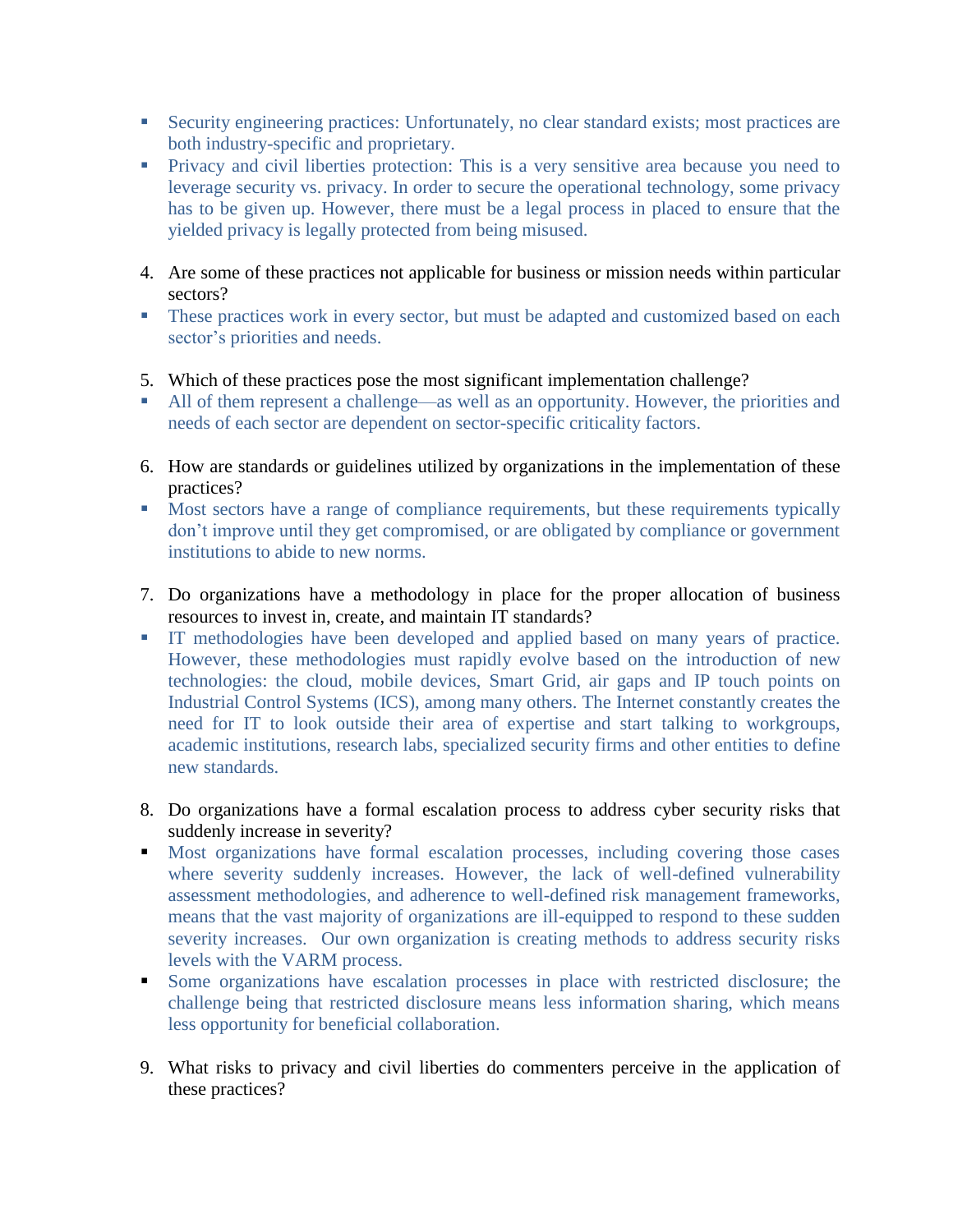- Security engineering practices: Unfortunately, no clear standard exists; most practices are both industry-specific and proprietary.
- Privacy and civil liberties protection: This is a very sensitive area because you need to leverage security vs. privacy. In order to secure the operational technology, some privacy has to be given up. However, there must be a legal process in placed to ensure that the yielded privacy is legally protected from being misused.

4. Are some of these practices not applicable for business or mission needs within particular sectors?

- These practices work in every sector, but must be adapted and customized based on each sector's priorities and needs.

5. Which of these practices pose the most significant implementation challenge?

- All of them represent a challenge—as well as an opportunity. However, the priorities and needs of each sector are dependent on sector-specific criticality factors.

6. How are standards or guidelines utilized by organizations in the implementation of these practices?

- Most sectors have a range of compliance requirements, but these requirements typically don't improve until they get compromised, or are obligated by compliance or government institutions to abide to new norms.

7. Do organizations have a methodology in place for the proper allocation of business resources to invest in, create, and maintain IT standards?

- IT methodologies have been developed and applied based on many years of practice. However, these methodologies must rapidly evolve based on the introduction of new technologies: the cloud, mobile devices, Smart Grid, air gaps and IP touch points on Industrial Control Systems (ICS), among many others. The Internet constantly creates the need for IT to look outside their area of expertise and start talking to workgroups, academic institutions, research labs, specialized security firms and other entities to define new standards.

8. Do organizations have a formal escalation process to address cyber security risks that suddenly increase in severity?

- Most organizations have formal escalation processes, including covering those cases where severity suddenly increases. However, the lack of well-defined vulnerability assessment methodologies, and adherence to well-defined risk management frameworks, means that the vast majority of organizations are ill-equipped to respond to these sudden severity increases. Our own organization is creating methods to address security risks levels with the VARM process.
- Some organizations have escalation processes in place with restricted disclosure; the challenge being that restricted disclosure means less information sharing, which means less opportunity for beneficial collaboration.

9. What risks to privacy and civil liberties do commenters perceive in the application of these practices?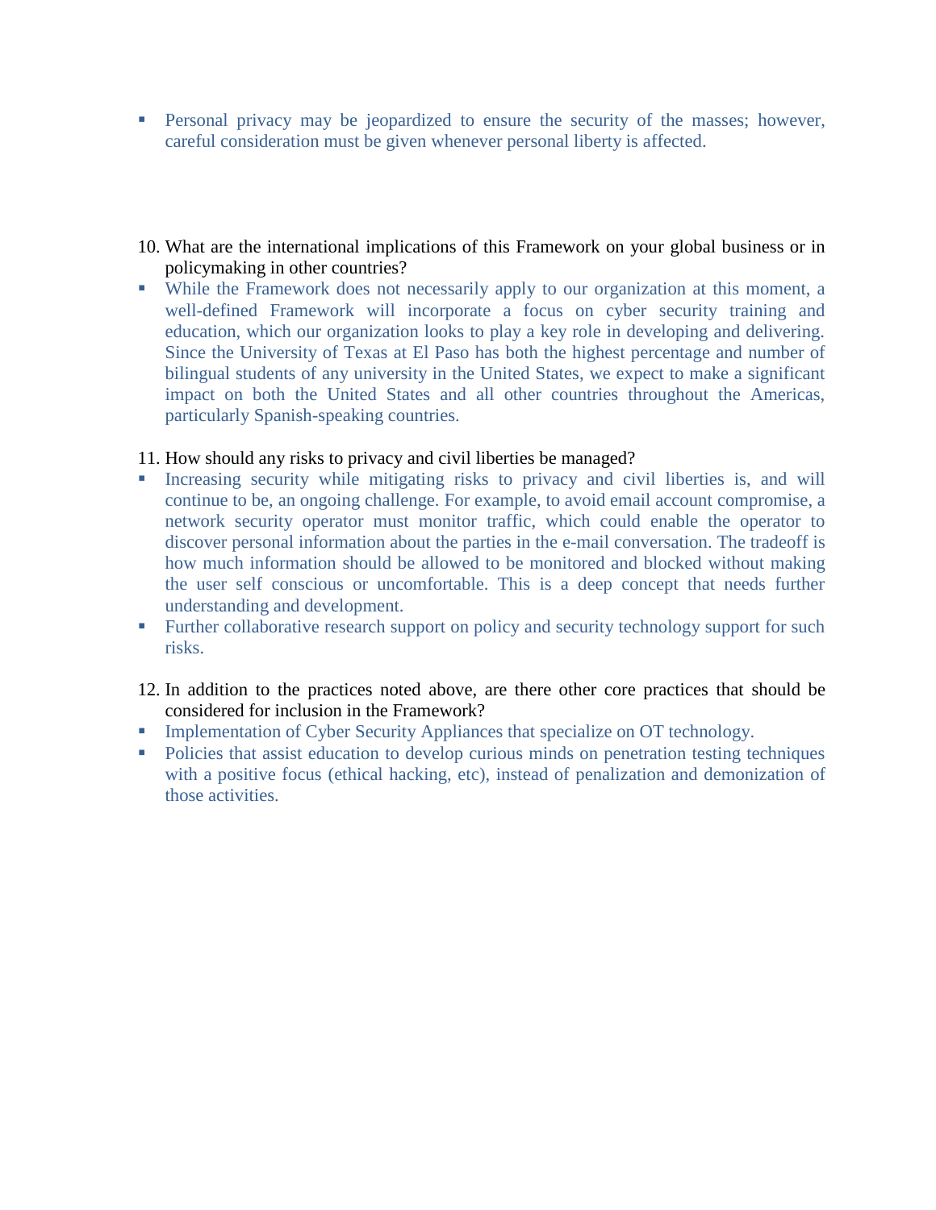- Personal privacy may be jeopardized to ensure the security of the masses; however, careful consideration must be given whenever personal liberty is affected.

10. What are the international implications of this Framework on your global business or in policymaking in other countries?

- While the Framework does not necessarily apply to our organization at this moment, a well-defined Framework will incorporate a focus on cyber security training and education, which our organization looks to play a key role in developing and delivering. Since the University of Texas at El Paso has both the highest percentage and number of bilingual students of any university in the United States, we expect to make a significant impact on both the United States and all other countries throughout the Americas, particularly Spanish-speaking countries.

11. How should any risks to privacy and civil liberties be managed?

- Increasing security while mitigating risks to privacy and civil liberties is, and will continue to be, an ongoing challenge. For example, to avoid email account compromise, a network security operator must monitor traffic, which could enable the operator to discover personal information about the parties in the e-mail conversation. The tradeoff is how much information should be allowed to be monitored and blocked without making the user self conscious or uncomfortable. This is a deep concept that needs further understanding and development.
- Further collaborative research support on policy and security technology support for such risks.

12. In addition to the practices noted above, are there other core practices that should be considered for inclusion in the Framework?

- Implementation of Cyber Security Appliances that specialize on OT technology.
- Policies that assist education to develop curious minds on penetration testing techniques with a positive focus (ethical hacking, etc), instead of penalization and demonization of those activities.